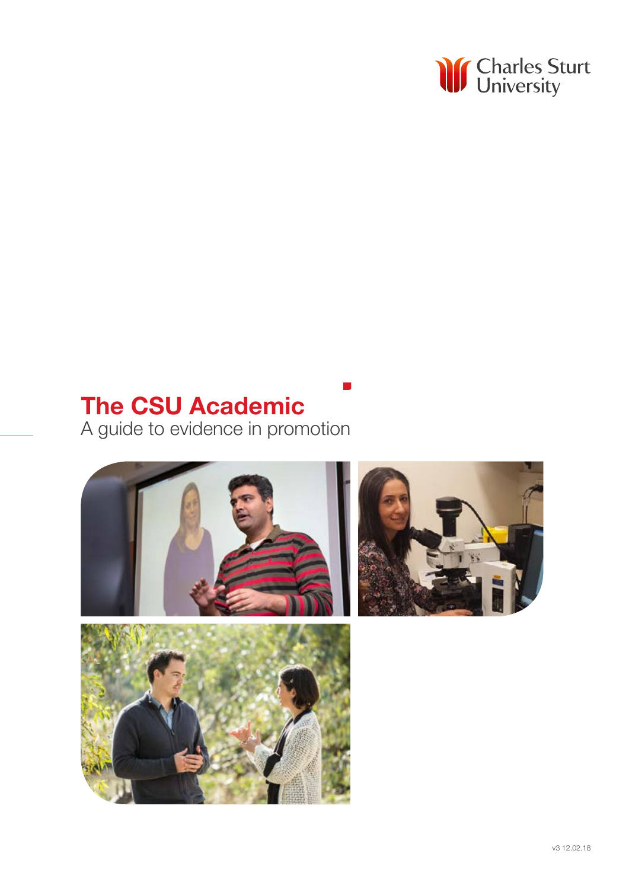Charles Sturt University

# The CSU Academic

A guide to evidence in promotion

v3 12.02.18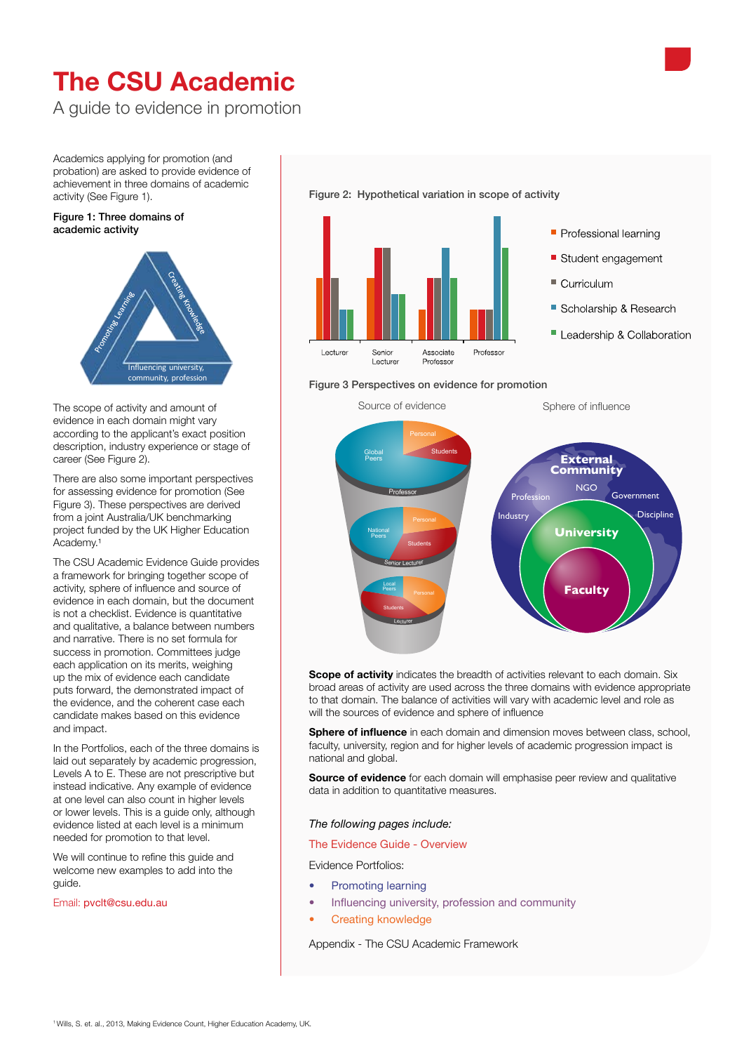# The CSU Academic

A guide to evidence in promotion

Academics applying for promotion (and probation) are asked to provide evidence of achievement in three domains of academic activity (See Figure 1).

**Figure 1: Three domains of academic activity**

Promoting Learning

Creating Knowledge

Influencing university, community, profession

The scope of activity and amount of evidence in each domain might vary according to the applicant's exact position description, industry experience or stage of career (See Figure 2).

There are also some important perspectives for assessing evidence for promotion (See Figure 3). These perspectives are derived from a joint Australia/UK benchmarking project funded by the UK Higher Education Academy.[1]

The CSU Academic Evidence Guide provides a framework for bringing together scope of activity, sphere of influence and source of evidence in each domain, but the document is not a checklist. Evidence is quantitative and qualitative, a balance between numbers and narrative. There is no set formula for success in promotion. Committees judge each application on its merits, weighing up the mix of evidence each candidate puts forward, the demonstrated impact of the evidence, and the coherent case each candidate makes based on this evidence and impact.

In the Portfolios, each of the three domains is laid out separately by academic progression, Levels A to E. These are not prescriptive but instead indicative. Any example of evidence at one level can also count in higher levels or lower levels. This is a guide only, although evidence listed at each level is a minimum needed for promotion to that level.

We will continue to refine this guide and welcome new examples to add into the guide.

Email: pvclt@csu.edu.au

**Figure 2: Hypothetical variation in scope of activity**

Legend: Professional learning; Student engagement; Curriculum; Scholarship & Research; Leadership & Collaboration

Lecturer | Senior Lecturer | Associate Professor | Professor

**Figure 3 Perspectives on evidence for promotion**

Source of evidence

Professor: Personal, Students, Global Peers

Senior Lecturer: Personal, Students, National Peers

Lecturer: Personal, Students, Local Peers

Sphere of influence

External Community: NGO, Profession, Government, Industry, Discipline

University

Faculty

**Scope of activity** indicates the breadth of activities relevant to each domain. Six broad areas of activity are used across the three domains with evidence appropriate to that domain. The balance of activities will vary with academic level and role as will the sources of evidence and sphere of influence

**Sphere of influence** in each domain and dimension moves between class, school, faculty, university, region and for higher levels of academic progression impact is national and global.

**Source of evidence** for each domain will emphasise peer review and qualitative data in addition to quantitative measures.

*The following pages include:*

The Evidence Guide - Overview

Evidence Portfolios:

- Promoting learning
- Influencing university, profession and community
- Creating knowledge

Appendix - The CSU Academic Framework

[1] Wills, S. et. al., 2013, Making Evidence Count, Higher Education Academy, UK.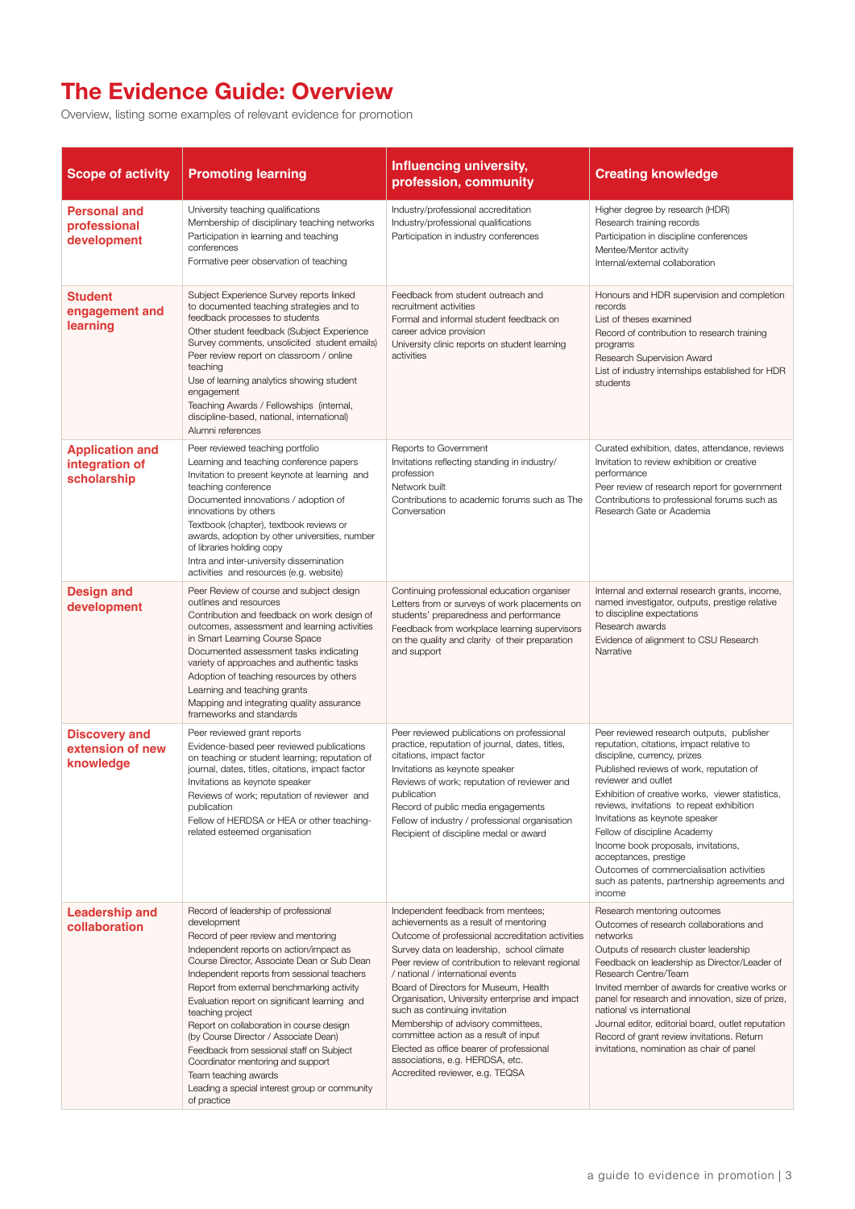# The Evidence Guide: Overview

Overview, listing some examples of relevant evidence for promotion

| Scope of activity | Promoting learning | Influencing university, profession, community | Creating knowledge |
|---|---|---|---|
| **Personal and professional development** | University teaching qualifications<br>Membership of disciplinary teaching networks<br>Participation in learning and teaching conferences<br>Formative peer observation of teaching | Industry/professional accreditation<br>Industry/professional qualifications<br>Participation in industry conferences | Higher degree by research (HDR)<br>Research training records<br>Participation in discipline conferences<br>Mentee/Mentor activity<br>Internal/external collaboration |
| **Student engagement and learning** | Subject Experience Survey reports linked to documented teaching strategies and to feedback processes to students<br>Other student feedback (Subject Experience Survey comments, unsolicited student emails)<br>Peer review report on classroom / online teaching<br>Use of learning analytics showing student engagement<br>Teaching Awards / Fellowships (internal, discipline-based, national, international)<br>Alumni references | Feedback from student outreach and recruitment activities<br>Formal and informal student feedback on career advice provision<br>University clinic reports on student learning activities | Honours and HDR supervision and completion records<br>List of theses examined<br>Record of contribution to research training programs<br>Research Supervision Award<br>List of industry internships established for HDR students |
| **Application and integration of scholarship** | Peer reviewed teaching portfolio<br>Learning and teaching conference papers<br>Invitation to present keynote at learning and teaching conference<br>Documented innovations / adoption of innovations by others<br>Textbook (chapter), textbook reviews or awards, adoption by other universities, number of libraries holding copy<br>Intra and inter-university dissemination activities and resources (e.g. website) | Reports to Government<br>Invitations reflecting standing in industry/ profession<br>Network built<br>Contributions to academic forums such as The Conversation | Curated exhibition, dates, attendance, reviews<br>Invitation to review exhibition or creative performance<br>Peer review of research report for government<br>Contributions to professional forums such as Research Gate or Academia |
| **Design and development** | Peer Review of course and subject design outlines and resources<br>Contribution and feedback on work design of outcomes, assessment and learning activities in Smart Learning Course Space<br>Documented assessment tasks indicating variety of approaches and authentic tasks<br>Adoption of teaching resources by others<br>Learning and teaching grants<br>Mapping and integrating quality assurance frameworks and standards | Continuing professional education organiser<br>Letters from or surveys of work placements on students' preparedness and performance<br>Feedback from workplace learning supervisors on the quality and clarity of their preparation and support | Internal and external research grants, income, named investigator, outputs, prestige relative to discipline expectations<br>Research awards<br>Evidence of alignment to CSU Research Narrative |
| **Discovery and extension of new knowledge** | Peer reviewed grant reports<br>Evidence-based peer reviewed publications on teaching or student learning; reputation of journal, dates, titles, citations, impact factor<br>Invitations as keynote speaker<br>Reviews of work; reputation of reviewer and publication<br>Fellow of HERDSA or HEA or other teaching-related esteemed organisation | Peer reviewed publications on professional practice, reputation of journal, dates, titles, citations, impact factor<br>Invitations as keynote speaker<br>Reviews of work; reputation of reviewer and publication<br>Record of public media engagements<br>Fellow of industry / professional organisation<br>Recipient of discipline medal or award | Peer reviewed research outputs, publisher reputation, citations, impact relative to discipline, currency, prizes<br>Published reviews of work, reputation of reviewer and outlet<br>Exhibition of creative works, viewer statistics, reviews, invitations to repeat exhibition<br>Invitations as keynote speaker<br>Fellow of discipline Academy<br>Income book proposals, invitations, acceptances, prestige<br>Outcomes of commercialisation activities such as patents, partnership agreements and income |
| **Leadership and collaboration** | Record of leadership of professional development<br>Record of peer review and mentoring<br>Independent reports on action/impact as Course Director, Associate Dean or Sub Dean<br>Independent reports from sessional teachers<br>Report from external benchmarking activity<br>Evaluation report on significant learning and teaching project<br>Report on collaboration in course design (by Course Director / Associate Dean)<br>Feedback from sessional staff on Subject Coordinator mentoring and support<br>Team teaching awards<br>Leading a special interest group or community of practice | Independent feedback from mentees; achievements as a result of mentoring<br>Outcome of professional accreditation activities<br>Survey data on leadership, school climate<br>Peer review of contribution to relevant regional / national / international events<br>Board of Directors for Museum, Health Organisation, University enterprise and impact such as continuing invitation<br>Membership of advisory committees, committee action as a result of input<br>Elected as office bearer of professional associations, e.g. HERDSA, etc.<br>Accredited reviewer, e.g. TEQSA | Research mentoring outcomes<br>Outcomes of research collaborations and networks<br>Outputs of research cluster leadership<br>Feedback on leadership as Director/Leader of Research Centre/Team<br>Invited member of awards for creative works or panel for research and innovation, size of prize, national vs international<br>Journal editor, editorial board, outlet reputation<br>Record of grant review invitations. Return invitations, nomination as chair of panel |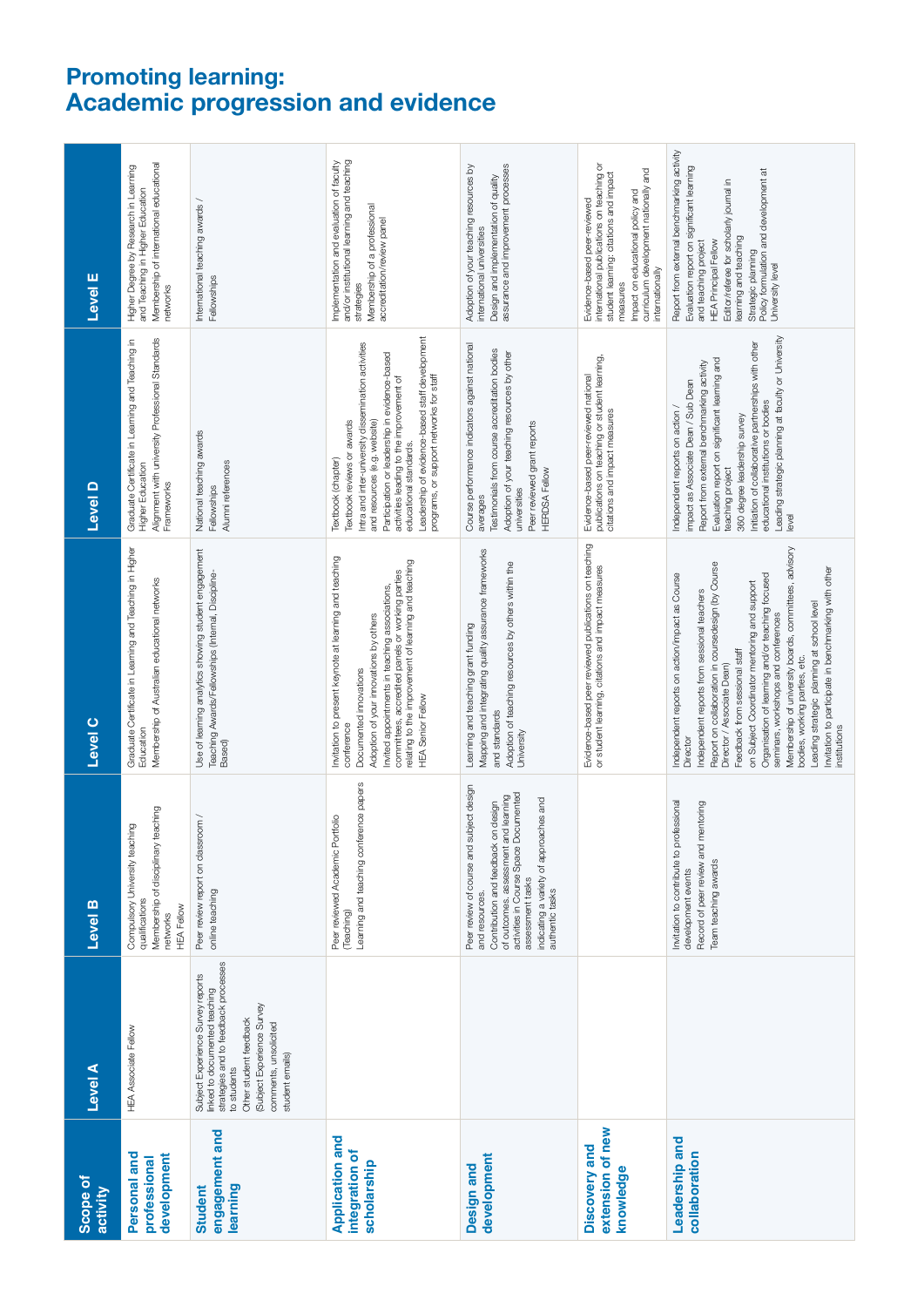# Promoting learning: Academic progression and evidence

| Scope of activity | Level A | Level B | Level C | Level D | Level E |
|---|---|---|---|---|---|
| **Personal and professional development** | HEA Associate Fellow | Compulsory University teaching qualifications<br>Membership of disciplinary teaching networks<br>HEA Fellow | Graduate Certificate in Learning and Teaching in Higher Education<br>Membership of Australian educational networks | Graduate Certificate in Learning and Teaching in Higher Education<br>Alignment with university Professional Standards Frameworks | Higher Degree by Research in Learning and Teaching in Higher Education<br>Membership of international educational networks |
| **Student engagement and learning** | Subject Experience Survey reports linked to documented teaching strategies and to feedback processes to students<br>Other student feedback (Subject Experience Survey comments, unsolicited student emails) | Peer review report on classroom / online teaching | Use of learning analytics showing student engagement<br>Teaching Awards/Fellowships (Internal, Discipline-Based) | National teaching awards<br>Fellowships<br>Alumni references | International teaching awards / Fellowships |
| **Application and integration of scholarship** | | Peer reviewed Academic Portfolio (Teaching)<br>Learning and teaching conference papers | Invitation to present keynote at learning and teaching conference<br>Documented innovations<br>Adoption of your innovations by others<br>Invited appointments in teaching associations, committees, accredited panels or working parties relating to the improvement of learning and teaching<br>HEA Senior Fellow | Textbook (chapter)<br>Textbook reviews or awards<br>Intra and inter-university dissemination activities and resources (e.g. website)<br>Participation or leadership in evidence-based activities leading to the improvement of educational standards.<br>Leadership of evidence-based staff development programs, or support networks for staff | Implementation and evaluation of faculty and/or institutional learning and teaching strategies<br>Membership of a professional accreditation/review panel |
| **Design and development** | | Peer review of course and subject design and resources.<br>Contribution and feedback on design of outcomes, assessment and learning activities in Course Space Documented assessment tasks<br>indicating a variety of approaches and authentic tasks | Learning and teaching grant funding<br>Mapping and integrating quality assurance frameworks and standards<br>Adoption of teaching resources by others within the University | Course performance indicators against national averages<br>Testimonials from course accreditation bodies<br>Adoption of your teaching resources by other universities<br>Peer reviewed grant reports<br>HERDSA Fellow | Adoption of your teaching resources by international universities<br>Design and implementation of quality assurance and improvement processes |
| **Discovery and extension of new knowledge** | | | Evidence-based peer reviewed publications on teaching or student learning, citations and impact measures | Evidence-based peer-reviewed national publications on teaching or student learning, citations and impact measures | Evidence-based peer-reviewed international publications on teaching or student learning, citations and impact measures<br>Impact on educational policy and curriculum development nationally and internationally |
| **Leadership and collaboration** | | Invitation to contribute to professional development events<br>Record of peer review and mentoring<br>Team teaching awards | Independent reports on action/impact as Course Director<br>Independent reports from sessional teachers<br>Report on collaboration in coursedesign (by Course Director / Associate Dean)<br>Feedback from sessional staff on Subject Coordinator mentoring and support<br>Organisation of learning and/or teaching focused seminars, workshops and conferences<br>Membership of university boards, committees, advisory bodies, working parties, etc.<br>Leading strategic planning at school level<br>Invitation to participate in benchmarking with other institutions | Independent reports on action / impact as Associate Dean / Sub Dean<br>Report from external benchmarking activity<br>Evaluation report on significant learning and teaching project<br>360 degree leadership survey<br>Initiation of collaborative partnerships with other educational institutions or bodies<br>Leading strategic planning at faculty or University level | Report from external benchmarking activity<br>Evaluation report on significant learning and teaching project<br>HEA Principal Fellow<br>Editor/referee for scholarly journal in learning and teaching<br>Strategic planning<br>Policy formulation and development at University level |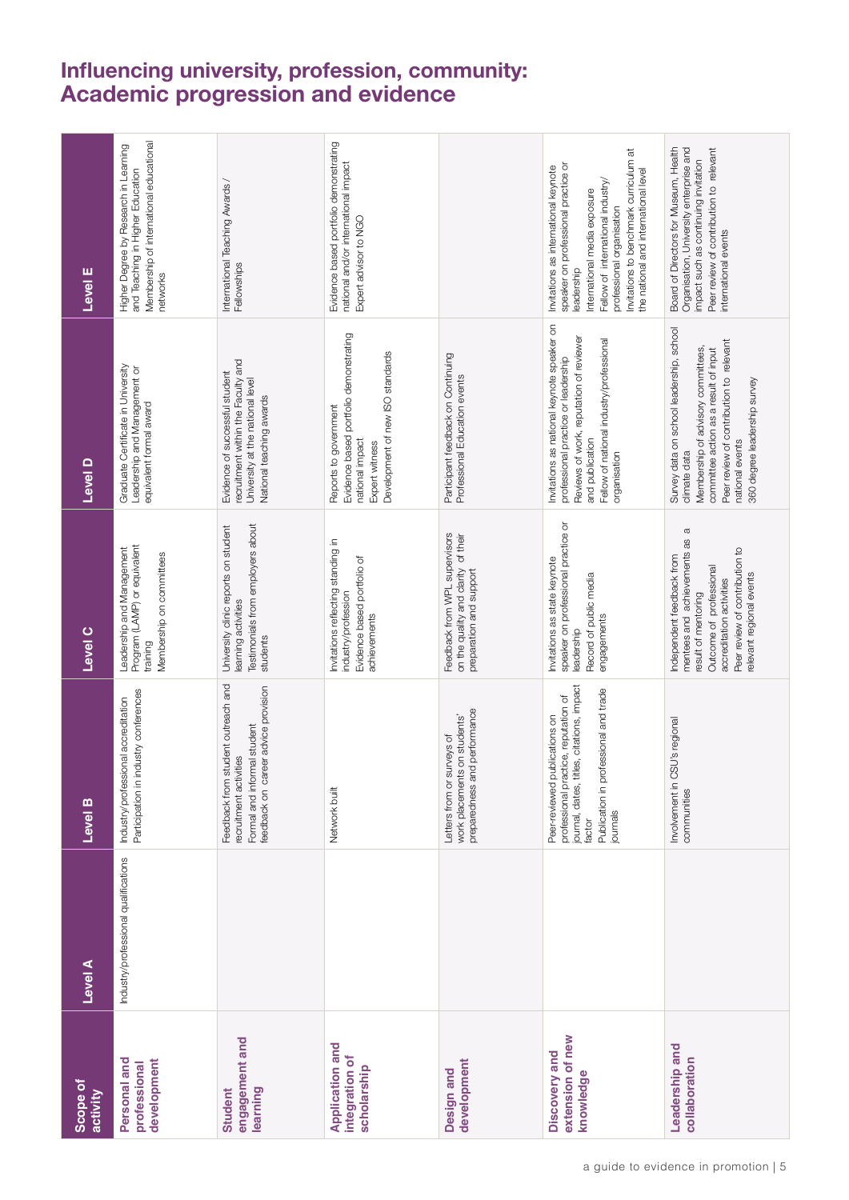# Influencing university, profession, community: Academic progression and evidence

| Scope of activity | Level A | Level B | Level C | Level D | Level E |
|---|---|---|---|---|---|
| **Personal and professional development** | Industry/professional qualifications | Industry/professional accreditation<br>Participation in industry conferences | Leadership and Management Program (LAMP) or equivalent training<br>Membership on committees | Graduate Certificate in University Leadership and Management or equivalent formal award | Higher Degree by Research in Learning and Teaching in Higher Education<br>Membership of international educational networks |
| **Student engagement and learning** | | Feedback from student outreach and recruitment activities<br>Formal and informal student feedback on career advice provision | University clinic reports on student learning activities<br>Testimonials from employers about students | Evidence of successful student recruitment within the Faculty and University at the national level<br>National teaching awards | International Teaching Awards / Fellowships |
| **Application and integration of scholarship** | | Network built | Invitations reflecting standing in industry/profession<br>Evidence based portfolio of achievements | Reports to government<br>Evidence based portfolio demonstrating national impact<br>Expert witness<br>Development of new ISO standards | Evidence based portfolio demonstrating national and/or international impact<br>Expert advisor to NGO |
| **Design and development** | | Letters from or surveys of work placements on students' preparedness and performance | Feedback from WPL supervisors on the quality and clarity of their preparation and support | Participant feedback on Continuing Professional Education events | |
| **Discovery and extension of new knowledge** | | Peer-reviewed publications on professional practice, reputation of journal, dates, titles, citations, impact factor<br>Publication in professional and trade journals | Invitations as state keynote speaker on professional practice or leadership<br>Record of public media engagements | Invitations as national keynote speaker on professional practice or leadership<br>Reviews of work, reputation of reviewer and publication<br>Fellow of national industry/professional organisation | Invitations as international keynote speaker on professional practice or leadership<br>International media exposure<br>Fellow of international industry/ professional organisation<br>Invitations to benchmark curriculum at the national and international level |
| **Leadership and collaboration** | | Involvement in CSU's regional communities | Independent feedback from mentees and achievements as a result of mentoring<br>Outcome of professional accreditation activities<br>Peer review of contribution to relevant regional events | Survey data on school leadership, school climate data<br>Membership of advisory committees, committee action as a result of input<br>Peer review of contribution to relevant national events<br>360 degree leadership survey | Board of Directors for Museum, Health Organisation, University enterprise and impact such as continuing invitation<br>Peer review of contribution to relevant international events |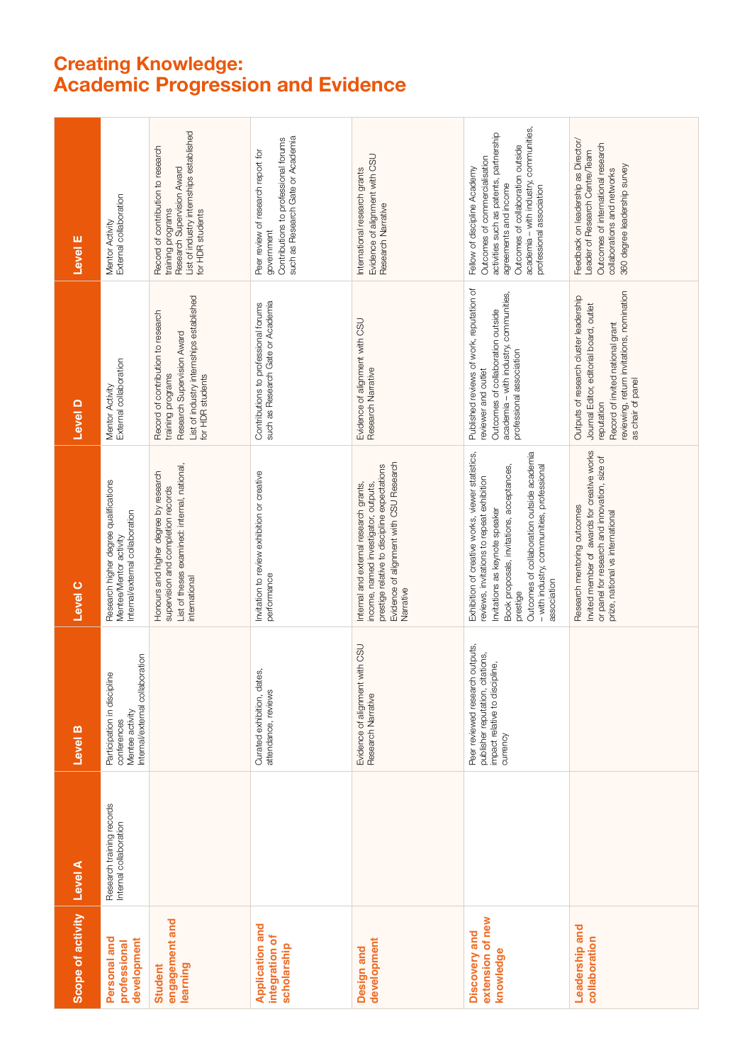# Creating Knowledge: Academic Progression and Evidence

| Scope of activity | Level A | Level B | Level C | Level D | Level E |
|---|---|---|---|---|---|
| **Personal and professional development** | Research training records<br>Internal collaboration | Participation in discipline conferences<br>Mentee activity<br>Internal/external collaboration | Research higher degree qualifications<br>Mentee/Mentor activity<br>Internal/external collaboration | Mentor Activity<br>External collaboration | Mentor Activity<br>External collaboration |
| **Student engagement and learning** | | | Honours and higher degree by research supervision and completion records<br>List of theses examined: internal, national, international | Record of contribution to research training programs<br>Research Supervision Award<br>List of industry internships established for HDR students | Record of contribution to research training programs<br>Research Supervision Award<br>List of industry internships established for HDR students |
| **Application and integration of scholarship** | | Curated exhibition, dates, attendance, reviews | Invitation to review exhibition or creative performance | Contributions to professional forums such as Research Gate or Academia | Peer review of research report for government<br>Contributions to professional forums such as Research Gate or Academia |
| **Design and development** | | Evidence of alignment with CSU Research Narrative | Internal and external research grants, income, named investigator, outputs, prestige relative to discipline expectations<br>Evidence of alignment with CSU Research Narrative | Evidence of alignment with CSU Research Narrative | International research grants<br>Evidence of alignment with CSU Research Narrative |
| **Discovery and extension of new knowledge** | | Peer reviewed research outputs, publisher reputation, citations, impact relative to discipline, currency | Exhibition of creative works, viewer statistics, reviews, invitations to repeat exhibition<br>Invitations as keynote speaker<br>Book proposals, invitations, acceptances, prestige<br>Outcomes of collaboration outside academia – with industry, communities, professional association | Published reviews of work, reputation of reviewer and outlet<br>Outcomes of collaboration outside academia – with industry, communities, professional association | Fellow of discipline Academy<br>Outcomes of commercialisation activities such as patents, partnership agreements and income<br>Outcomes of collaboration outside academia – with industry, communities, professional association |
| **Leadership and collaboration** | | | Research mentoring outcomes<br>Invited member of awards for creative works or panel for research and innovation, size of prize, national vs international | Outputs of research cluster leadership<br>Journal Editor, editorial board, outlet reputation<br>Record of invited national grant reviewing, return invitations, nomination as chair of panel | Feedback on leadership as Director/Leader of Research Centre/Team<br>Outcomes of international research collaborations and networks<br>360 degree leadership survey |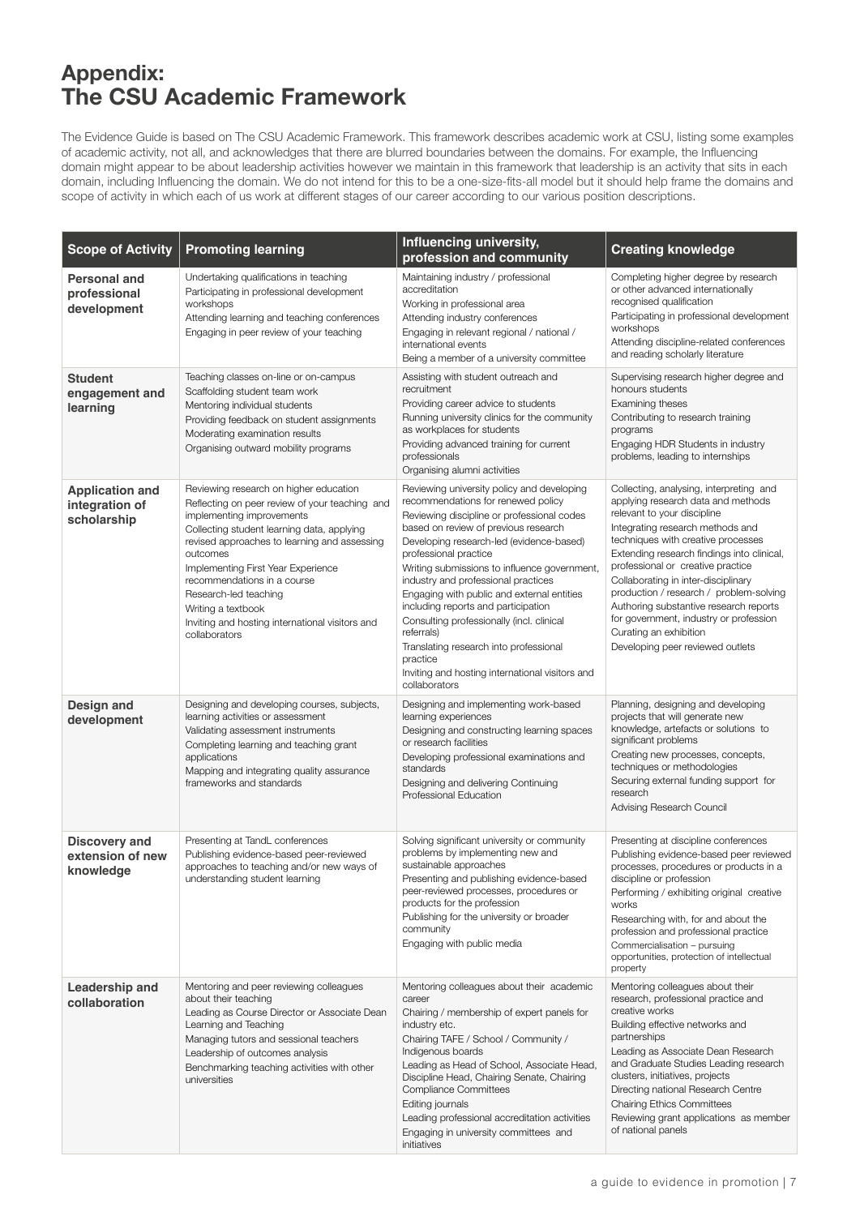# Appendix: The CSU Academic Framework

The Evidence Guide is based on The CSU Academic Framework. This framework describes academic work at CSU, listing some examples of academic activity, not all, and acknowledges that there are blurred boundaries between the domains. For example, the Influencing domain might appear to be about leadership activities however we maintain in this framework that leadership is an activity that sits in each domain, including Influencing the domain. We do not intend for this to be a one-size-fits-all model but it should help frame the domains and scope of activity in which each of us work at different stages of our career according to our various position descriptions.

| Scope of Activity | Promoting learning | Influencing university, profession and community | Creating knowledge |
|---|---|---|---|
| **Personal and professional development** | Undertaking qualifications in teaching<br>Participating in professional development workshops<br>Attending learning and teaching conferences<br>Engaging in peer review of your teaching | Maintaining industry / professional accreditation<br>Working in professional area<br>Attending industry conferences<br>Engaging in relevant regional / national / international events<br>Being a member of a university committee | Completing higher degree by research or other advanced internationally recognised qualification<br>Participating in professional development workshops<br>Attending discipline-related conferences and reading scholarly literature |
| **Student engagement and learning** | Teaching classes on-line or on-campus<br>Scaffolding student team work<br>Mentoring individual students<br>Providing feedback on student assignments<br>Moderating examination results<br>Organising outward mobility programs | Assisting with student outreach and recruitment<br>Providing career advice to students<br>Running university clinics for the community as workplaces for students<br>Providing advanced training for current professionals<br>Organising alumni activities | Supervising research higher degree and honours students<br>Examining theses<br>Contributing to research training programs<br>Engaging HDR Students in industry problems, leading to internships |
| **Application and integration of scholarship** | Reviewing research on higher education<br>Reflecting on peer review of your teaching and implementing improvements<br>Collecting student learning data, applying revised approaches to learning and assessing outcomes<br>Implementing First Year Experience recommendations in a course<br>Research-led teaching<br>Writing a textbook<br>Inviting and hosting international visitors and collaborators | Reviewing university policy and developing recommendations for renewed policy<br>Reviewing discipline or professional codes based on review of previous research<br>Developing research-led (evidence-based) professional practice<br>Writing submissions to influence government, industry and professional practices<br>Engaging with public and external entities including reports and participation<br>Consulting professionally (incl. clinical referrals)<br>Translating research into professional practice<br>Inviting and hosting international visitors and collaborators | Collecting, analysing, interpreting and applying research data and methods relevant to your discipline<br>Integrating research methods and techniques with creative processes<br>Extending research findings into clinical, professional or creative practice<br>Collaborating in inter-disciplinary production / research / problem-solving<br>Authoring substantive research reports for government, industry or profession<br>Curating an exhibition<br>Developing peer reviewed outlets |
| **Design and development** | Designing and developing courses, subjects, learning activities or assessment<br>Validating assessment instruments<br>Completing learning and teaching grant applications<br>Mapping and integrating quality assurance frameworks and standards | Designing and implementing work-based learning experiences<br>Designing and constructing learning spaces or research facilities<br>Developing professional examinations and standards<br>Designing and delivering Continuing Professional Education | Planning, designing and developing projects that will generate new knowledge, artefacts or solutions to significant problems<br>Creating new processes, concepts, techniques or methodologies<br>Securing external funding support for research<br>Advising Research Council |
| **Discovery and extension of new knowledge** | Presenting at TandL conferences<br>Publishing evidence-based peer-reviewed approaches to teaching and/or new ways of understanding student learning | Solving significant university or community problems by implementing new and sustainable approaches<br>Presenting and publishing evidence-based peer-reviewed processes, procedures or products for the profession<br>Publishing for the university or broader community<br>Engaging with public media | Presenting at discipline conferences<br>Publishing evidence-based peer reviewed processes, procedures or products in a discipline or profession<br>Performing / exhibiting original creative works<br>Researching with, for and about the profession and professional practice<br>Commercialisation – pursuing opportunities, protection of intellectual property |
| **Leadership and collaboration** | Mentoring and peer reviewing colleagues about their teaching<br>Leading as Course Director or Associate Dean Learning and Teaching<br>Managing tutors and sessional teachers<br>Leadership of outcomes analysis<br>Benchmarking teaching activities with other universities | Mentoring colleagues about their academic career<br>Chairing / membership of expert panels for industry etc.<br>Chairing TAFE / School / Community / Indigenous boards<br>Leading as Head of School, Associate Head, Discipline Head, Chairing Senate, Chairing Compliance Committees<br>Editing journals<br>Leading professional accreditation activities<br>Engaging in university committees and initiatives | Mentoring colleagues about their research, professional practice and creative works<br>Building effective networks and partnerships<br>Leading as Associate Dean Research and Graduate Studies Leading research clusters, initiatives, projects<br>Directing national Research Centre<br>Chairing Ethics Committees<br>Reviewing grant applications as member of national panels |